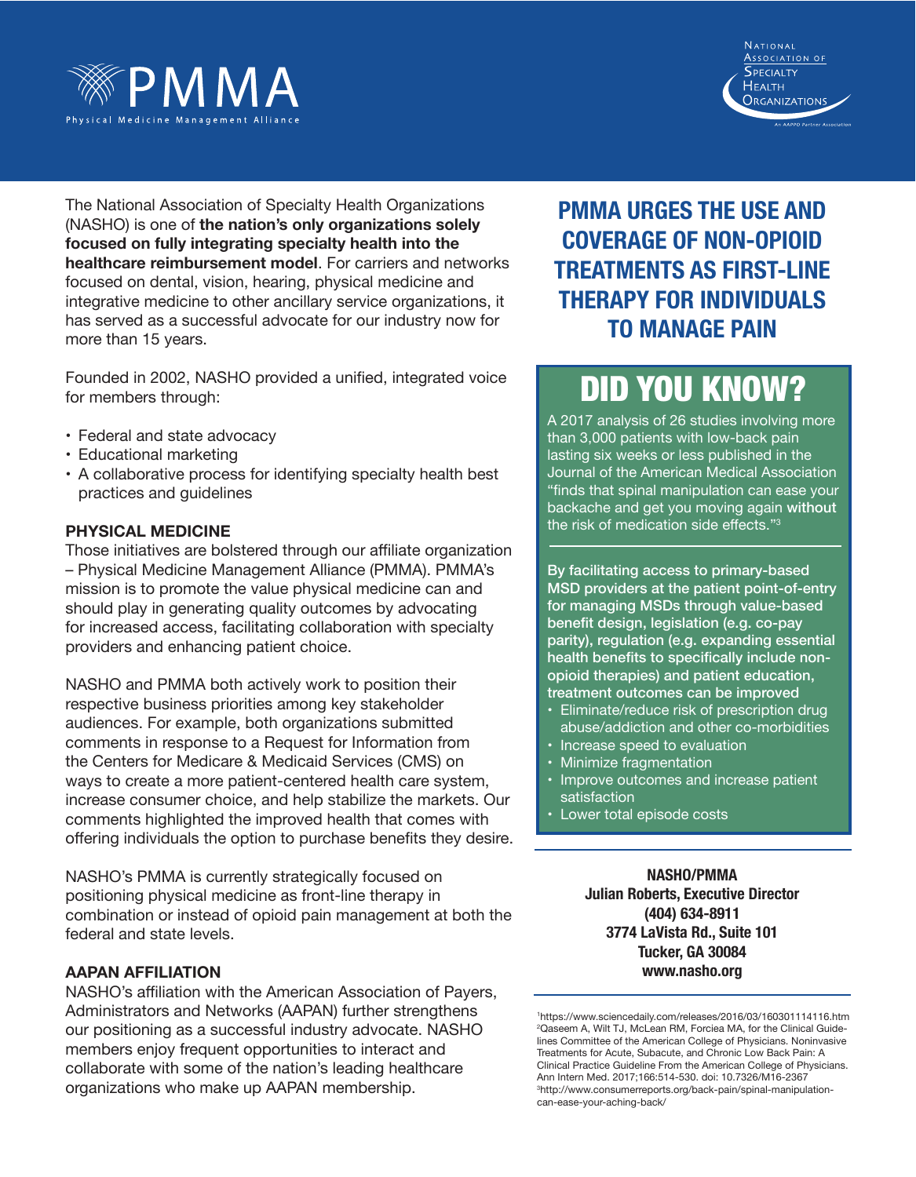# PMMA

Physical Medicine Management Alliance

National Association of Specialty Health Organizations

An AAPPO Partner Association

The National Association of Specialty Health Organizations (NASHO) is one of **the nation's only organizations solely focused on fully integrating specialty health into the healthcare reimbursement model**. For carriers and networks focused on dental, vision, hearing, physical medicine and integrative medicine to other ancillary service organizations, it has served as a successful advocate for our industry now for more than 15 years.

Founded in 2002, NASHO provided a unified, integrated voice for members through:

- Federal and state advocacy
- Educational marketing
- A collaborative process for identifying specialty health best practices and guidelines

### PHYSICAL MEDICINE

Those initiatives are bolstered through our affiliate organization – Physical Medicine Management Alliance (PMMA). PMMA's mission is to promote the value physical medicine can and should play in generating quality outcomes by advocating for increased access, facilitating collaboration with specialty providers and enhancing patient choice.

NASHO and PMMA both actively work to position their respective business priorities among key stakeholder audiences. For example, both organizations submitted comments in response to a Request for Information from the Centers for Medicare & Medicaid Services (CMS) on ways to create a more patient-centered health care system, increase consumer choice, and help stabilize the markets. Our comments highlighted the improved health that comes with offering individuals the option to purchase benefits they desire.

NASHO's PMMA is currently strategically focused on positioning physical medicine as front-line therapy in combination or instead of opioid pain management at both the federal and state levels.

### AAPAN AFFILIATION

NASHO's affiliation with the American Association of Payers, Administrators and Networks (AAPAN) further strengthens our positioning as a successful industry advocate. NASHO members enjoy frequent opportunities to interact and collaborate with some of the nation's leading healthcare organizations who make up AAPAN membership.

## PMMA URGES THE USE AND COVERAGE OF NON-OPIOID TREATMENTS AS FIRST-LINE THERAPY FOR INDIVIDUALS TO MANAGE PAIN

## DID YOU KNOW?

A 2017 analysis of 26 studies involving more than 3,000 patients with low-back pain lasting six weeks or less published in the Journal of the American Medical Association "finds that spinal manipulation can ease your backache and get you moving again **without** the risk of medication side effects."[3]

**By facilitating access to primary-based MSD providers at the patient point-of-entry for managing MSDs through value-based benefit design, legislation (e.g. co-pay parity), regulation (e.g. expanding essential health benefits to specifically include non-opioid therapies) and patient education, treatment outcomes can be improved**

- Eliminate/reduce risk of prescription drug abuse/addiction and other co-morbidities
- Increase speed to evaluation
- Minimize fragmentation
- Improve outcomes and increase patient satisfaction
- Lower total episode costs

**NASHO/PMMA**
**Julian Roberts, Executive Director**
**(404) 634-8911**
**3774 LaVista Rd., Suite 101**
**Tucker, GA 30084**
**www.nasho.org**

[1]https://www.sciencedaily.com/releases/2016/03/160301114116.htm
[2]Qaseem A, Wilt TJ, McLean RM, Forciea MA, for the Clinical Guidelines Committee of the American College of Physicians. Noninvasive Treatments for Acute, Subacute, and Chronic Low Back Pain: A Clinical Practice Guideline From the American College of Physicians. Ann Intern Med. 2017;166:514-530. doi: 10.7326/M16-2367
[3]http://www.consumerreports.org/back-pain/spinal-manipulation-can-ease-your-aching-back/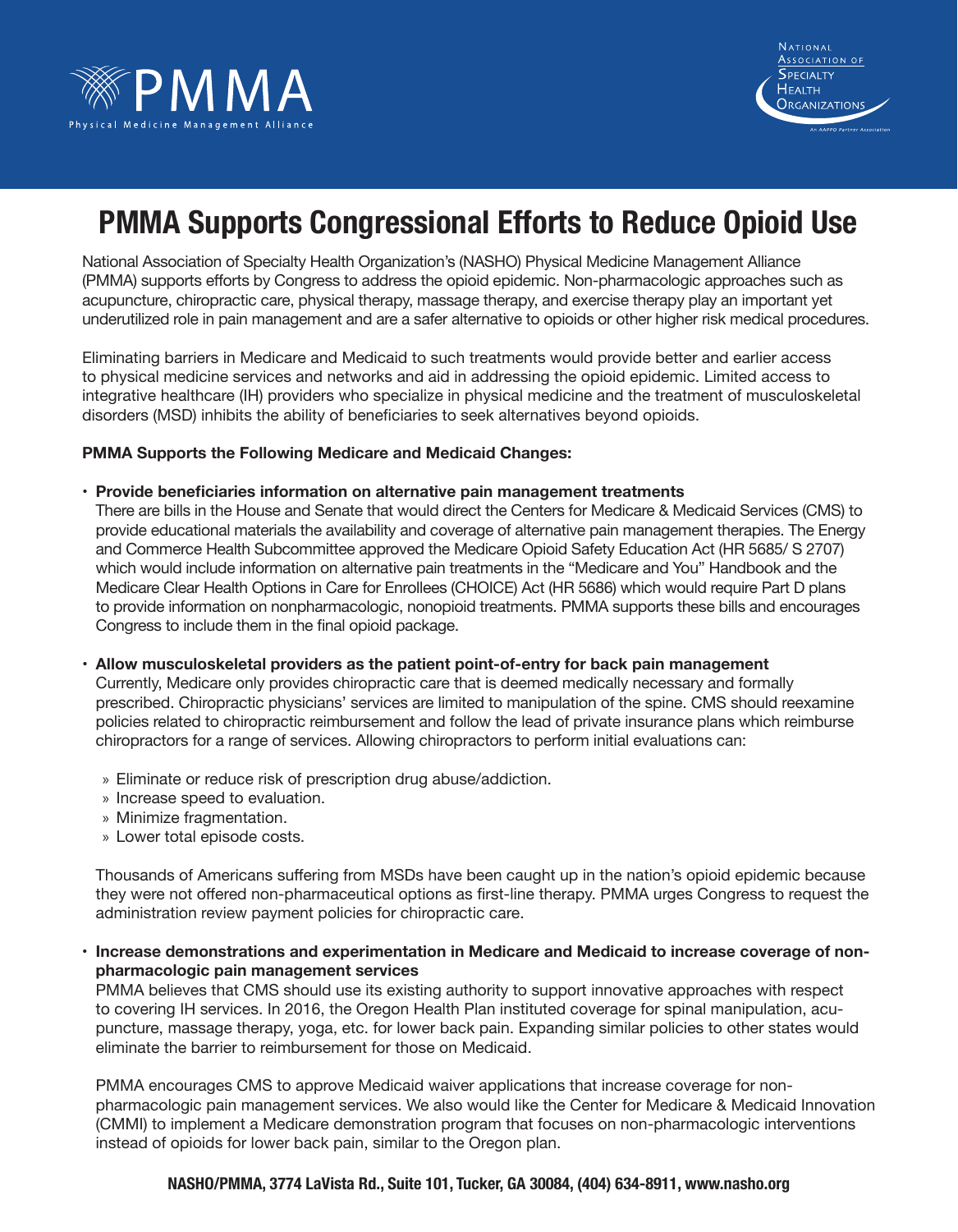# PMMA Supports Congressional Efforts to Reduce Opioid Use

National Association of Specialty Health Organization's (NASHO) Physical Medicine Management Alliance (PMMA) supports efforts by Congress to address the opioid epidemic. Non-pharmacologic approaches such as acupuncture, chiropractic care, physical therapy, massage therapy, and exercise therapy play an important yet underutilized role in pain management and are a safer alternative to opioids or other higher risk medical procedures.

Eliminating barriers in Medicare and Medicaid to such treatments would provide better and earlier access to physical medicine services and networks and aid in addressing the opioid epidemic. Limited access to integrative healthcare (IH) providers who specialize in physical medicine and the treatment of musculoskeletal disorders (MSD) inhibits the ability of beneficiaries to seek alternatives beyond opioids.

**PMMA Supports the Following Medicare and Medicaid Changes:**

- **Provide beneficiaries information on alternative pain management treatments**
  There are bills in the House and Senate that would direct the Centers for Medicare & Medicaid Services (CMS) to provide educational materials the availability and coverage of alternative pain management therapies. The Energy and Commerce Health Subcommittee approved the Medicare Opioid Safety Education Act (HR 5685/ S 2707) which would include information on alternative pain treatments in the "Medicare and You" Handbook and the Medicare Clear Health Options in Care for Enrollees (CHOICE) Act (HR 5686) which would require Part D plans to provide information on nonpharmacologic, nonopioid treatments. PMMA supports these bills and encourages Congress to include them in the final opioid package.

- **Allow musculoskeletal providers as the patient point-of-entry for back pain management**
  Currently, Medicare only provides chiropractic care that is deemed medically necessary and formally prescribed. Chiropractic physicians' services are limited to manipulation of the spine. CMS should reexamine policies related to chiropractic reimbursement and follow the lead of private insurance plans which reimburse chiropractors for a range of services. Allowing chiropractors to perform initial evaluations can:

  - Eliminate or reduce risk of prescription drug abuse/addiction.
  - Increase speed to evaluation.
  - Minimize fragmentation.
  - Lower total episode costs.

  Thousands of Americans suffering from MSDs have been caught up in the nation's opioid epidemic because they were not offered non-pharmaceutical options as first-line therapy. PMMA urges Congress to request the administration review payment policies for chiropractic care.

- **Increase demonstrations and experimentation in Medicare and Medicaid to increase coverage of non-pharmacologic pain management services**
  PMMA believes that CMS should use its existing authority to support innovative approaches with respect to covering IH services. In 2016, the Oregon Health Plan instituted coverage for spinal manipulation, acupuncture, massage therapy, yoga, etc. for lower back pain. Expanding similar policies to other states would eliminate the barrier to reimbursement for those on Medicaid.

  PMMA encourages CMS to approve Medicaid waiver applications that increase coverage for non-pharmacologic pain management services. We also would like the Center for Medicare & Medicaid Innovation (CMMI) to implement a Medicare demonstration program that focuses on non-pharmacologic interventions instead of opioids for lower back pain, similar to the Oregon plan.

**NASHO/PMMA, 3774 LaVista Rd., Suite 101, Tucker, GA 30084, (404) 634-8911, www.nasho.org**